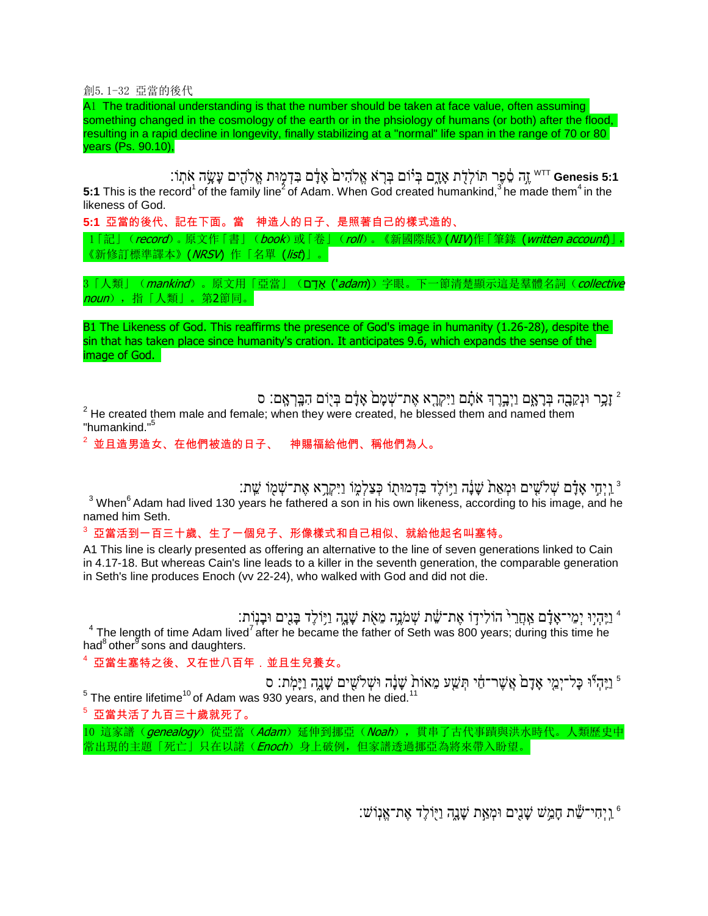創5.1-32 亞當的後代

A1 The traditional understanding is that the number should be taken at face value, often assuming something changed in the cosmology of the earth or in the phsiology of humans (or both) after the flood, resulting in a rapid decline in longevity, finally stabilizing at a "normal" life span in the range of 70 or 80 years (Ps. 90.10),

**Genesis 5:1** WTT זֶה סֵפֶר תּוֹלְדֹת אָדָם בְּיוֹם בְּרֹא אֱלֹהִים אָדָם בִּדְמוּת אֱלֹהִים עָשָׂה אֹתוֹ׃

**5:1** This is the record[1] of the family line[2] of Adam. When God created humankind,[3] he made them[4] in the likeness of God.

**5:1** 亞當的後代、記在下面。當　神造人的日子、是照著自己的樣式造的、

1「記」(*record*)。原文作「書」(*book*)或「卷」(*roll*)。《新國際版》(*NIV*)作「筆錄 (*written account*)」,《新修訂標準譯本》(*NRSV*) 作「名單 (*list*)」。

3「人類」(*mankind*)。原文用「亞當」(אָדָם (*'adam*))字眼。下一節清楚顯示這是羣體名詞(*collective noun*),指「人類」。第2節同。

B1 The Likeness of God. This reaffirms the presence of God's image in humanity (1.26-28), despite the sin that has taken place since humanity's cration. It anticipates 9.6, which expands the sense of the image of God.

2 זָכָר וּנְקֵבָה בְּרָאָם וַיְבָרֶךְ אֹתָם וַיִּקְרָא אֶת־שְׁמָם אָדָם בְּיוֹם הִבָּרְאָם׃ ס

2 He created them male and female; when they were created, he blessed them and named them "humankind."[5]

2 並且造男造女、在他們被造的日子、　神賜福給他們、稱他們為人。

3 וַיְחִי אָדָם שְׁלֹשִׁים וּמְאַת שָׁנָה וַיּוֹלֶד בִּדְמוּתוֹ כְּצַלְמוֹ וַיִּקְרָא אֶת־שְׁמוֹ שֵׁת׃

3 When[6] Adam had lived 130 years he fathered a son in his own likeness, according to his image, and he named him Seth.

3 亞當活到一百三十歲、生了一個兒子、形像樣式和自己相似、就給他起名叫塞特。

A1 This line is clearly presented as offering an alternative to the line of seven generations linked to Cain in 4.17-18. But whereas Cain's line leads to a killer in the seventh generation, the comparable generation in Seth's line produces Enoch (vv 22-24), who walked with God and did not die.

4 וַיִּהְיוּ יְמֵי־אָדָם אַחֲרֵי הוֹלִידוֹ אֶת־שֵׁת שְׁמֹנֶה מֵאֹת שָׁנָה וַיּוֹלֶד בָּנִים וּבָנוֹת׃

4 The length of time Adam lived[7] after he became the father of Seth was 800 years; during this time he had[8] other[9] sons and daughters.

4 亞當生塞特之後、又在世八百年．並且生兒養女。

5 וַיִּהְיוּ כָּל־יְמֵי אָדָם אֲשֶׁר־חַי תְּשַׁע מֵאוֹת שָׁנָה וּשְׁלֹשִׁים שָׁנָה וַיָּמֹת׃ ס

5 The entire lifetime[10] of Adam was 930 years, and then he died.[11]

5 亞當共活了九百三十歲就死了。

10 這家譜(*genealogy*)從亞當(*Adam*)延伸到挪亞(*Noah*),貫串了古代事蹟與洪水時代。人類歷史中常出現的主題「死亡」只在以諾(*Enoch*)身上破例,但家譜透過挪亞為將來帶入盼望。

6 וַיְחִי־שֵׁת חָמֵשׁ שָׁנִים וּמְאַת שָׁנָה וַיּוֹלֶד אֶת־אֱנוֹשׁ׃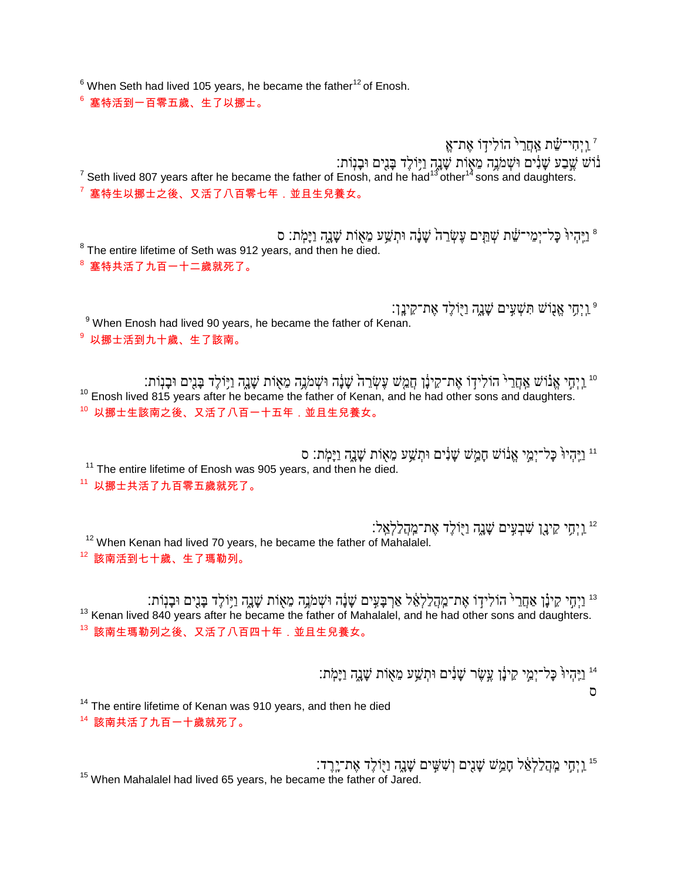6 When Seth had lived 105 years, he became the father[12] of Enosh.

6 塞特活到一百零五歲、生了以挪士。

7 וַיְחִי־שֵׁת אַחֲרֵי֙ הוֹלִיד֣וֹ אֶת־אֱנ֔וֹשׁ שֶׁ֣בַע שָׁנִ֔ים וּשְׁמֹנֶ֥ה מֵא֖וֹת שָׁנָ֑ה וַיּ֥וֹלֶד בָּנִ֖ים וּבָנֽוֹת׃

7 Seth lived 807 years after he became the father of Enosh, and he had[13] other[14] sons and daughters.

7 塞特生以挪士之後、又活了八百零七年．並且生兒養女。

8 וַיִּהְיוּ֙ כָּל־יְמֵי־שֵׁ֔ת שְׁתֵּ֤ים עֶשְׂרֵה֙ שָׁנָ֔ה וּתְשַׁ֥ע מֵא֖וֹת שָׁנָ֑ה וַיָּמֹֽת׃ ס

8 The entire lifetime of Seth was 912 years, and then he died.

8 塞特共活了九百一十二歲就死了。

9 וַיְחִ֥י אֱנ֖וֹשׁ תִּשְׁעִ֣ים שָׁנָ֑ה וַיּ֖וֹלֶד אֶת־קֵינָֽן׃

9 When Enosh had lived 90 years, he became the father of Kenan.

9 以挪士活到九十歲、生了該南。

10 וַיְחִ֣י אֱנ֗וֹשׁ אַחֲרֵי֙ הוֹלִיד֣וֹ אֶת־קֵינָ֔ן חֲמֵ֤שׁ עֶשְׂרֵה֙ שָׁנָ֔ה וּשְׁמֹנֶ֥ה מֵא֖וֹת שָׁנָ֑ה וַיּ֥וֹלֶד בָּנִ֖ים וּבָנֽוֹת׃

10 Enosh lived 815 years after he became the father of Kenan, and he had other sons and daughters.

10 以挪士生該南之後、又活了八百一十五年．並且生兒養女。

11 וַיִּֽהְיוּ֙ כָּל־יְמֵ֣י אֱנ֔וֹשׁ חָמֵ֣שׁ שָׁנִ֔ים וּתְשַׁ֥ע מֵא֖וֹת שָׁנָ֑ה וַיָּמֹֽת׃ ס

11 The entire lifetime of Enosh was 905 years, and then he died.

11 以挪士共活了九百零五歲就死了。

12 וַיְחִ֥י קֵינָ֖ן שִׁבְעִ֣ים שָׁנָ֑ה וַיּ֖וֹלֶד אֶת־מַֽהֲלַלְאֵֽל׃

12 When Kenan had lived 70 years, he became the father of Mahalalel.

12 該南活到七十歲、生了瑪勒列。

13 וַיְחִ֣י קֵינָ֗ן אַחֲרֵי֙ הוֹלִיד֣וֹ אֶת־מַֽהֲלַלְאֵ֔ל אַרְבָּעִ֣ים שָׁנָ֔ה וּשְׁמֹנֶ֥ה מֵא֖וֹת שָׁנָ֑ה וַיּ֥וֹלֶד בָּנִ֖ים וּבָנֽוֹת׃

13 Kenan lived 840 years after he became the father of Mahalalel, and he had other sons and daughters.

13 該南生瑪勒列之後、又活了八百四十年．並且生兒養女。

14 וַיִּֽהְיוּ֙ כָּל־יְמֵ֣י קֵינָ֔ן עֶ֚שֶׂר שָׁנִ֔ים וּתְשַׁ֥ע מֵא֖וֹת שָׁנָ֑ה וַיָּמֹֽת׃ ס

14 The entire lifetime of Kenan was 910 years, and then he died

14 該南共活了九百一十歲就死了。

15 וַיְחִ֣י מַֽהֲלַלְאֵ֔ל חָמֵ֥שׁ שָׁנִ֖ים וְשִׁשִּׁ֣ים שָׁנָ֑ה וַיּ֖וֹלֶד אֶת־יָֽרֶד׃

15 When Mahalalel had lived 65 years, he became the father of Jared.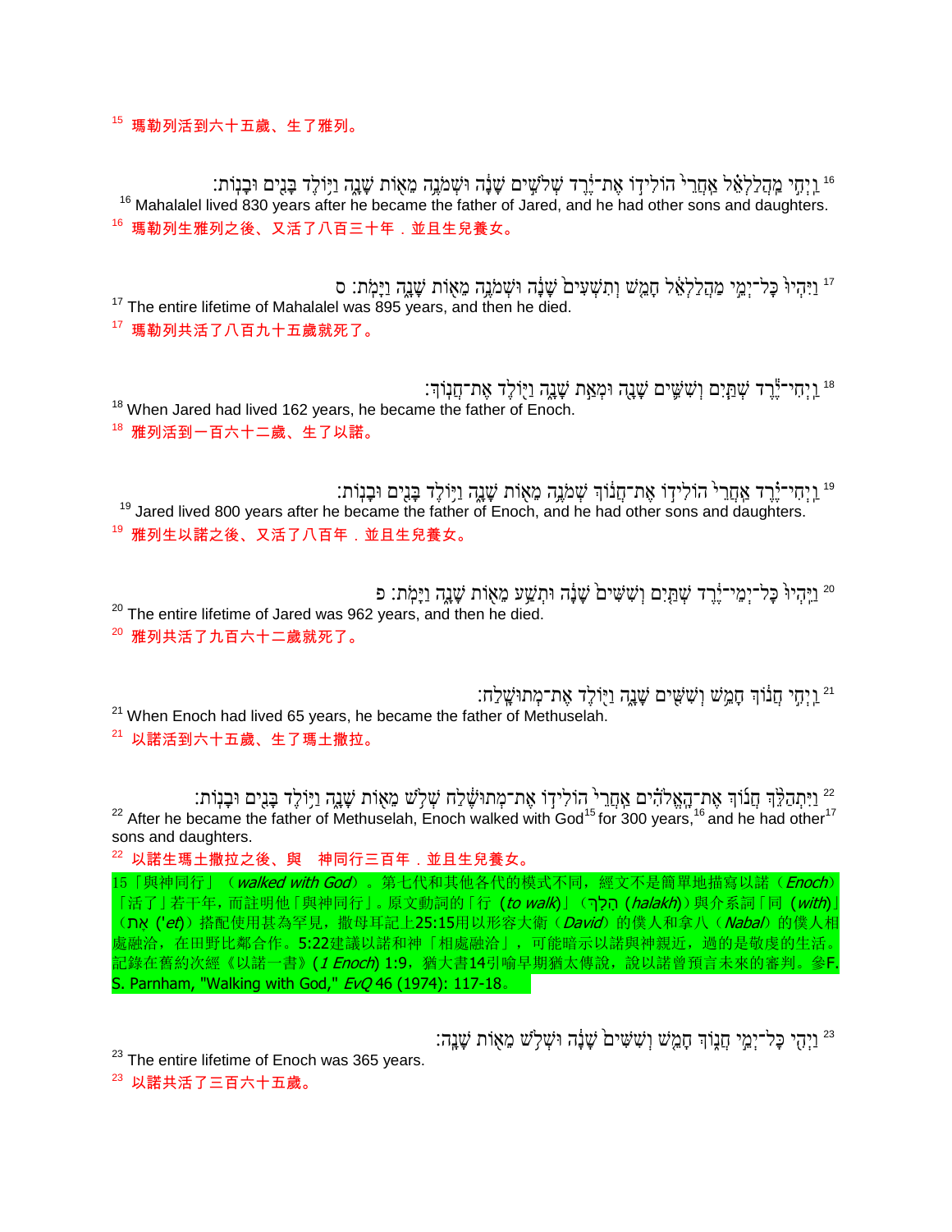[15] 瑪勒列活到六十五歲、生了雅列。

[16] וַיְחִי מַהֲלַלְאֵל אַחֲרֵי הוֹלִידוֹ אֶת־יֶרֶד שְׁלֹשִׁים שָׁנָה וּשְׁמֹנֶה מֵאוֹת שָׁנָה וַיּוֹלֶד בָּנִים וּבָנוֹת׃
[16] Mahalalel lived 830 years after he became the father of Jared, and he had other sons and daughters.
[16] 瑪勒列生雅列之後、又活了八百三十年．並且生兒養女。

[17] וַיִּהְיוּ כָּל־יְמֵי מַהֲלַלְאֵל חָמֵשׁ וְתִשְׁעִים שָׁנָה וּשְׁמֹנֶה מֵאוֹת שָׁנָה וַיָּמֹת׃ ס
[17] The entire lifetime of Mahalalel was 895 years, and then he died.
[17] 瑪勒列共活了八百九十五歲就死了。

[18] וַיְחִי־יֶרֶד שְׁתַּיִם וְשִׁשִּׁים שָׁנָה וּמְאַת שָׁנָה וַיּוֹלֶד אֶת־חֲנוֹךְ׃
[18] When Jared had lived 162 years, he became the father of Enoch.
[18] 雅列活到一百六十二歲、生了以諾。

[19] וַיְחִי־יֶרֶד אַחֲרֵי הוֹלִידוֹ אֶת־חֲנוֹךְ שְׁמֹנֶה מֵאוֹת שָׁנָה וַיּוֹלֶד בָּנִים וּבָנוֹת׃
[19] Jared lived 800 years after he became the father of Enoch, and he had other sons and daughters.
[19] 雅列生以諾之後、又活了八百年．並且生兒養女。

[20] וַיִּהְיוּ כָּל־יְמֵי־יֶרֶד שְׁתַּיִם וְשִׁשִּׁים שָׁנָה וּתְשַׁע מֵאוֹת שָׁנָה וַיָּמֹת׃ פ
[20] The entire lifetime of Jared was 962 years, and then he died.
[20] 雅列共活了九百六十二歲就死了。

[21] וַיְחִי חֲנוֹךְ חָמֵשׁ וְשִׁשִּׁים שָׁנָה וַיּוֹלֶד אֶת־מְתוּשָׁלַח׃
[21] When Enoch had lived 65 years, he became the father of Methuselah.
[21] 以諾活到六十五歲、生了瑪土撒拉。

[22] וַיִּתְהַלֵּךְ חֲנוֹךְ אֶת־הָאֱלֹהִים אַחֲרֵי הוֹלִידוֹ אֶת־מְתוּשֶׁלַח שְׁלֹשׁ מֵאוֹת שָׁנָה וַיּוֹלֶד בָּנִים וּבָנוֹת׃
[22] After he became the father of Methuselah, Enoch walked with God[15] for 300 years,[16] and he had other[17] sons and daughters.
[22] 以諾生瑪土撒拉之後、與　神同行三百年．並且生兒養女。

15「與神同行」（*walked with God*）。第七代和其他各代的模式不同，經文不是簡單地描寫以諾（*Enoch*）「活了」若干年，而註明他「與神同行」。原文動詞的「行（*to walk*）」（הָלַךְ (*halakh*)）與介系詞「同（*with*)」（אֶת (*'et*)）搭配使用甚為罕見，撒母耳記上25:15用以形容大衛（*David*）的僕人和拿八（*Nabal*）的僕人相處融洽，在田野比鄰合作。5:22建議以諾和神「相處融洽」，可能暗示以諾與神親近，過的是敬虔的生活。記錄在舊約次經《以諾一書》(*1 Enoch*) 1:9，猶大書14引喻早期猶太傳說，說以諾曾預言未來的審判。參F. S. Parnham, "Walking with God," *EvQ* 46 (1974): 117-18。

[23] וַיְהִי כָּל־יְמֵי חֲנוֹךְ חָמֵשׁ וְשִׁשִּׁים שָׁנָה וּשְׁלֹשׁ מֵאוֹת שָׁנָה׃
[23] The entire lifetime of Enoch was 365 years.
[23] 以諾共活了三百六十五歲。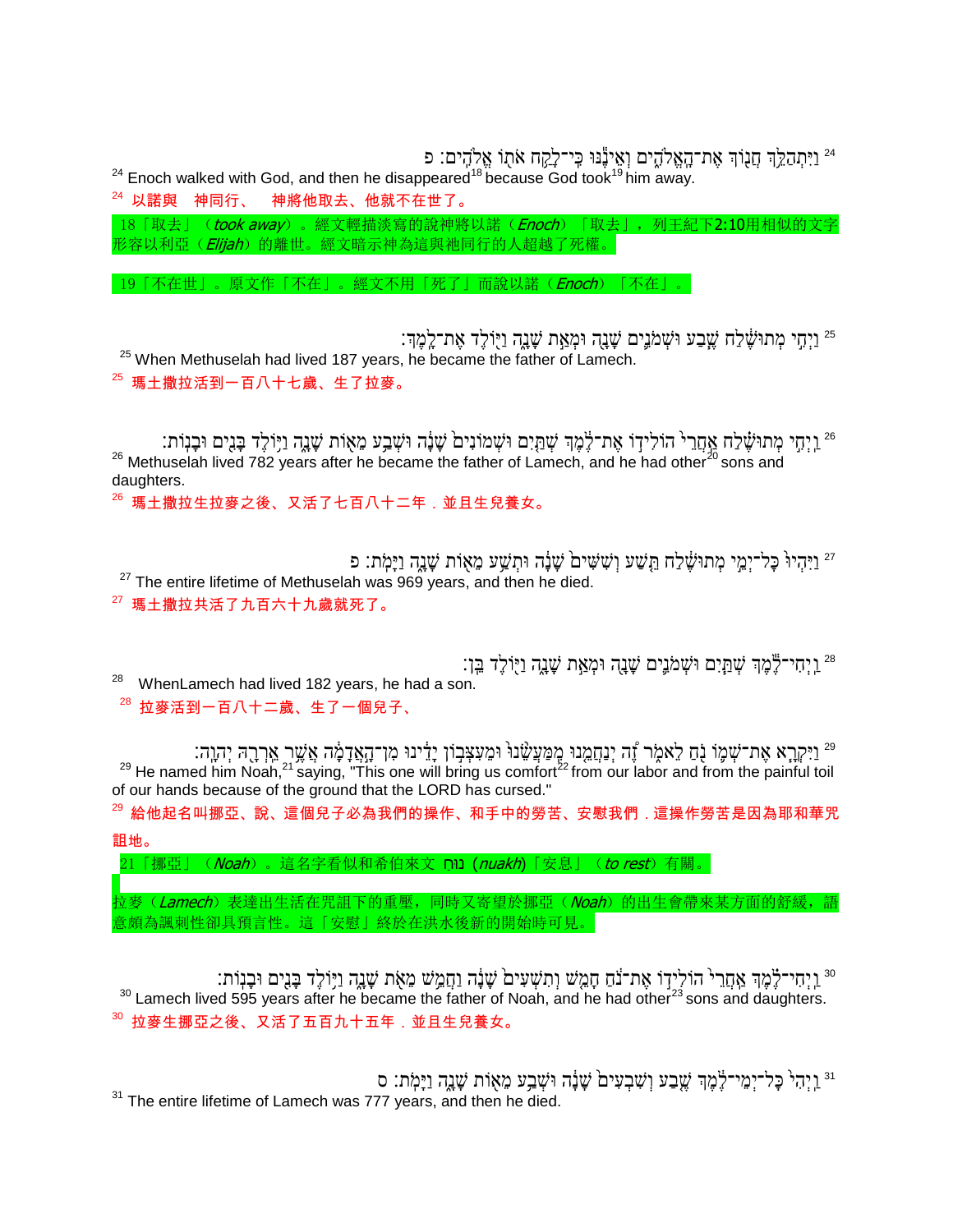24 וַיִּתְהַלֵּךְ חֲנוֹךְ אֶת־הָאֱלֹהִים וְאֵינֶנּוּ כִּי־לָקַח אֹתוֹ אֱלֹהִים׃ פ

24 Enoch walked with God, and then he disappeared[18] because God took[19] him away.

24 以諾與　神同行、　神將他取去、他就不在世了。

18「取去」（*took away*）。經文輕描淡寫的說神將以諾（*Enoch*）「取去」，列王紀下2:10用相似的文字形容以利亞（*Elijah*）的離世。經文暗示神為這與祂同行的人超越了死權。

19「不在世」。原文作「不在」。經文不用「死了」而說以諾（*Enoch*）「不在」。

25 וַיְחִי מְתוּשֶׁלַח שֶׁבַע וּשְׁמֹנִים שָׁנָה וּמְאַת שָׁנָה וַיּוֹלֶד אֶת־לָמֶךְ׃

25 When Methuselah had lived 187 years, he became the father of Lamech.

25 瑪土撒拉活到一百八十七歲、生了拉麥。

26 וַיְחִי מְתוּשֶׁלַח אַחֲרֵי הוֹלִידוֹ אֶת־לֶמֶךְ שְׁתַּיִם וּשְׁמוֹנִים שָׁנָה וּשְׁבַע מֵאוֹת שָׁנָה וַיּוֹלֶד בָּנִים וּבָנוֹת׃

26 Methuselah lived 782 years after he became the father of Lamech, and he had other[20] sons and daughters.

26 瑪土撒拉生拉麥之後、又活了七百八十二年．並且生兒養女。

27 וַיִּהְיוּ כָּל־יְמֵי מְתוּשֶׁלַח תֵּשַׁע וְשִׁשִּׁים שָׁנָה וּתְשַׁע מֵאוֹת שָׁנָה וַיָּמֹת׃ פ

27 The entire lifetime of Methuselah was 969 years, and then he died.

27 瑪土撒拉共活了九百六十九歲就死了。

28 וַיְחִי־לֶמֶךְ שְׁתַּיִם וּשְׁמֹנִים שָׁנָה וּמְאַת שָׁנָה וַיּוֹלֶד בֵּן׃

28 WhenLamech had lived 182 years, he had a son.

28 拉麥活到一百八十二歲、生了一個兒子、

29 וַיִּקְרָא אֶת־שְׁמוֹ נֹחַ לֵאמֹר זֶה יְנַחֲמֵנוּ מִמַּעֲשֵׂנוּ וּמֵעִצְּבוֹן יָדֵינוּ מִן־הָאֲדָמָה אֲשֶׁר אֵרְרָהּ יְהוָה׃

29 He named him Noah,[21] saying, "This one will bring us comfort[22] from our labor and from the painful toil of our hands because of the ground that the LORD has cursed."

29 給他起名叫挪亞、說、這個兒子必為我們的操作、和手中的勞苦、安慰我們．這操作勞苦是因為耶和華咒詛地。

21「挪亞」（*Noah*）。這名字看似和希伯來文 נוח (*nuakh*)「安息」（*to rest*）有關。

拉麥（*Lamech*）表達出生活在咒詛下的重壓，同時又寄望於挪亞（*Noah*）的出生會帶來某方面的舒緩，語意頗為諷刺性卻具預言性。這「安慰」終於在洪水後新的開始時可見。

30 וַיְחִי־לֶמֶךְ אַחֲרֵי הוֹלִידוֹ אֶת־נֹחַ חָמֵשׁ וְתִשְׁעִים שָׁנָה וַחֲמֵשׁ מֵאֹת שָׁנָה וַיּוֹלֶד בָּנִים וּבָנוֹת׃

30 Lamech lived 595 years after he became the father of Noah, and he had other[23] sons and daughters.

30 拉麥生挪亞之後、又活了五百九十五年．並且生兒養女。

31 וַיְהִי כָּל־יְמֵי־לֶמֶךְ שֶׁבַע וְשִׁבְעִים שָׁנָה וּשְׁבַע מֵאוֹת שָׁנָה וַיָּמֹת׃ ס

31 The entire lifetime of Lamech was 777 years, and then he died.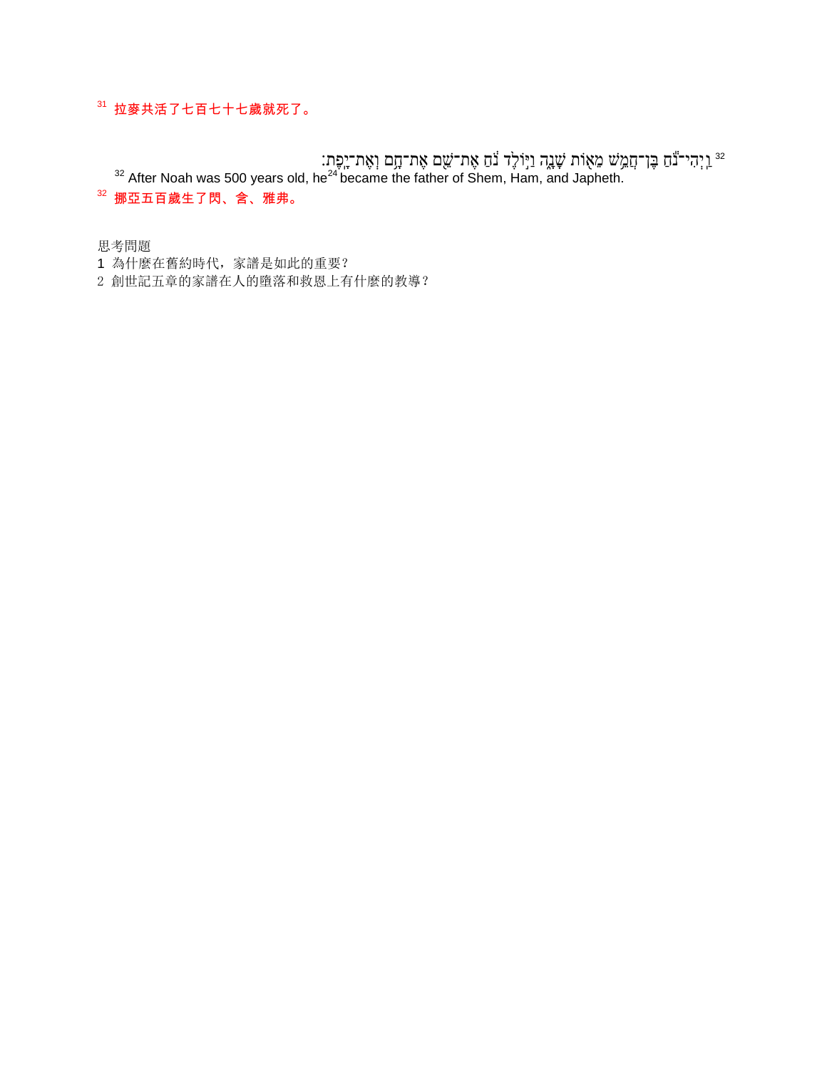[31] 拉麥共活了七百七十七歲就死了。

[32] וַֽיְהִי־נֹ֕חַ בֶּן־חֲמֵ֥שׁ מֵא֖וֹת שָׁנָ֑ה וַיּ֣וֹלֶד נֹ֔חַ אֶת־שֵׁ֖ם אֶת־חָ֥ם וְאֶת־יָֽפֶת׃

[32] After Noah was 500 years old, he[24] became the father of Shem, Ham, and Japheth.

[32] 挪亞五百歲生了閃、含、雅弗。

思考問題

1 為什麼在舊約時代，家譜是如此的重要？

2 創世記五章的家譜在人的墮落和救恩上有什麼的教導？